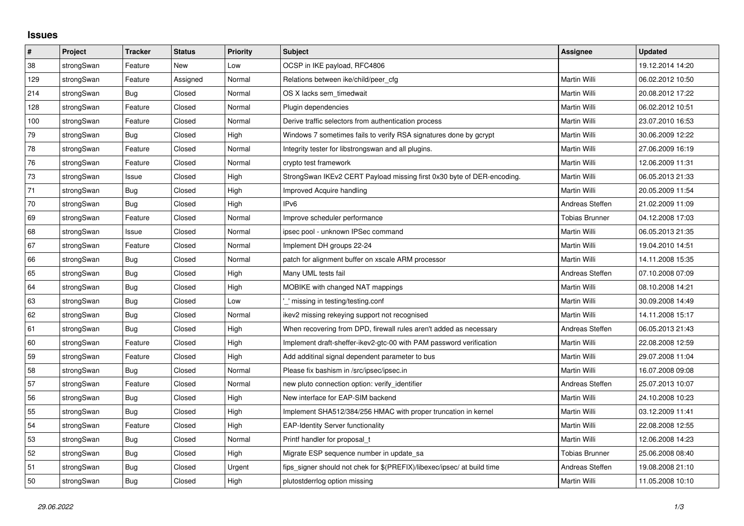# Issues

| # | Project | Tracker | Status | Priority | Subject | Assignee | Updated |
|---|---|---|---|---|---|---|---|
| 38 | strongSwan | Feature | New | Low | OCSP in IKE payload, RFC4806 | | 19.12.2014 14:20 |
| 129 | strongSwan | Feature | Assigned | Normal | Relations between ike/child/peer_cfg | Martin Willi | 06.02.2012 10:50 |
| 214 | strongSwan | Bug | Closed | Normal | OS X lacks sem_timedwait | Martin Willi | 20.08.2012 17:22 |
| 128 | strongSwan | Feature | Closed | Normal | Plugin dependencies | Martin Willi | 06.02.2012 10:51 |
| 100 | strongSwan | Feature | Closed | Normal | Derive traffic selectors from authentication process | Martin Willi | 23.07.2010 16:53 |
| 79 | strongSwan | Bug | Closed | High | Windows 7 sometimes fails to verify RSA signatures done by gcrypt | Martin Willi | 30.06.2009 12:22 |
| 78 | strongSwan | Feature | Closed | Normal | Integrity tester for libstrongswan and all plugins. | Martin Willi | 27.06.2009 16:19 |
| 76 | strongSwan | Feature | Closed | Normal | crypto test framework | Martin Willi | 12.06.2009 11:31 |
| 73 | strongSwan | Issue | Closed | High | StrongSwan IKEv2 CERT Payload missing first 0x30 byte of DER-encoding. | Martin Willi | 06.05.2013 21:33 |
| 71 | strongSwan | Bug | Closed | High | Improved Acquire handling | Martin Willi | 20.05.2009 11:54 |
| 70 | strongSwan | Bug | Closed | High | IPv6 | Andreas Steffen | 21.02.2009 11:09 |
| 69 | strongSwan | Feature | Closed | Normal | Improve scheduler performance | Tobias Brunner | 04.12.2008 17:03 |
| 68 | strongSwan | Issue | Closed | Normal | ipsec pool - unknown IPSec command | Martin Willi | 06.05.2013 21:35 |
| 67 | strongSwan | Feature | Closed | Normal | Implement DH groups 22-24 | Martin Willi | 19.04.2010 14:51 |
| 66 | strongSwan | Bug | Closed | Normal | patch for alignment buffer on xscale ARM processor | Martin Willi | 14.11.2008 15:35 |
| 65 | strongSwan | Bug | Closed | High | Many UML tests fail | Andreas Steffen | 07.10.2008 07:09 |
| 64 | strongSwan | Bug | Closed | High | MOBIKE with changed NAT mappings | Martin Willi | 08.10.2008 14:21 |
| 63 | strongSwan | Bug | Closed | Low | '_' missing in testing/testing.conf | Martin Willi | 30.09.2008 14:49 |
| 62 | strongSwan | Bug | Closed | Normal | ikev2 missing rekeying support not recognised | Martin Willi | 14.11.2008 15:17 |
| 61 | strongSwan | Bug | Closed | High | When recovering from DPD, firewall rules aren't added as necessary | Andreas Steffen | 06.05.2013 21:43 |
| 60 | strongSwan | Feature | Closed | High | Implement draft-sheffer-ikev2-gtc-00 with PAM password verification | Martin Willi | 22.08.2008 12:59 |
| 59 | strongSwan | Feature | Closed | High | Add additinal signal dependent parameter to bus | Martin Willi | 29.07.2008 11:04 |
| 58 | strongSwan | Bug | Closed | Normal | Please fix bashism in /src/ipsec/ipsec.in | Martin Willi | 16.07.2008 09:08 |
| 57 | strongSwan | Feature | Closed | Normal | new pluto connection option: verify_identifier | Andreas Steffen | 25.07.2013 10:07 |
| 56 | strongSwan | Bug | Closed | High | New interface for EAP-SIM backend | Martin Willi | 24.10.2008 10:23 |
| 55 | strongSwan | Bug | Closed | High | Implement SHA512/384/256 HMAC with proper truncation in kernel | Martin Willi | 03.12.2009 11:41 |
| 54 | strongSwan | Feature | Closed | High | EAP-Identity Server functionality | Martin Willi | 22.08.2008 12:55 |
| 53 | strongSwan | Bug | Closed | Normal | Printf handler for proposal_t | Martin Willi | 12.06.2008 14:23 |
| 52 | strongSwan | Bug | Closed | High | Migrate ESP sequence number in update_sa | Tobias Brunner | 25.06.2008 08:40 |
| 51 | strongSwan | Bug | Closed | Urgent | fips_signer should not chek for $(PREFIX)/libexec/ipsec/ at build time | Andreas Steffen | 19.08.2008 21:10 |
| 50 | strongSwan | Bug | Closed | High | plutostderrlog option missing | Martin Willi | 11.05.2008 10:10 |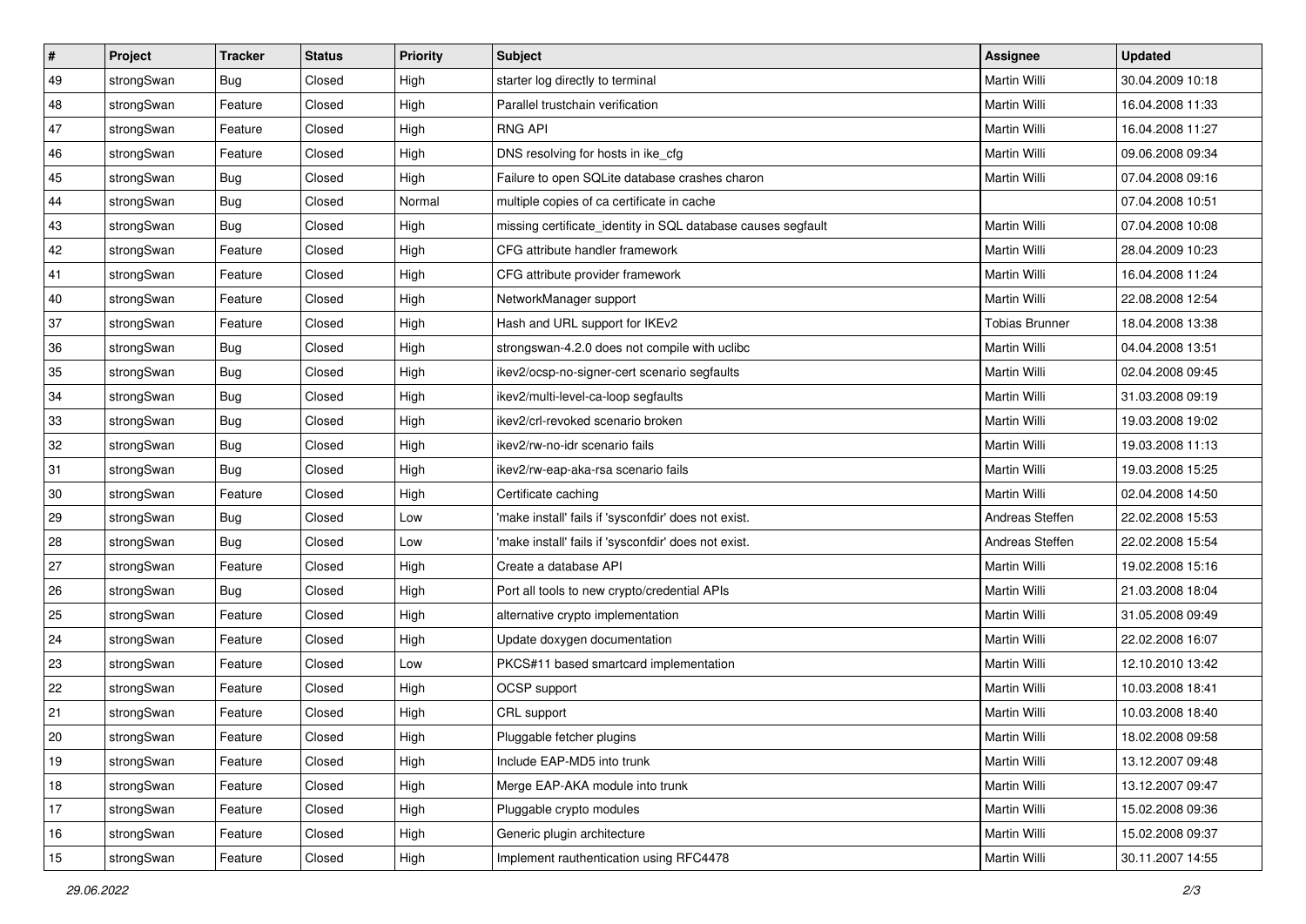| # | Project | Tracker | Status | Priority | Subject | Assignee | Updated |
|---|---|---|---|---|---|---|---|
| 49 | strongSwan | Bug | Closed | High | starter log directly to terminal | Martin Willi | 30.04.2009 10:18 |
| 48 | strongSwan | Feature | Closed | High | Parallel trustchain verification | Martin Willi | 16.04.2008 11:33 |
| 47 | strongSwan | Feature | Closed | High | RNG API | Martin Willi | 16.04.2008 11:27 |
| 46 | strongSwan | Feature | Closed | High | DNS resolving for hosts in ike_cfg | Martin Willi | 09.06.2008 09:34 |
| 45 | strongSwan | Bug | Closed | High | Failure to open SQLite database crashes charon | Martin Willi | 07.04.2008 09:16 |
| 44 | strongSwan | Bug | Closed | Normal | multiple copies of ca certificate in cache | | 07.04.2008 10:51 |
| 43 | strongSwan | Bug | Closed | High | missing certificate_identity in SQL database causes segfault | Martin Willi | 07.04.2008 10:08 |
| 42 | strongSwan | Feature | Closed | High | CFG attribute handler framework | Martin Willi | 28.04.2009 10:23 |
| 41 | strongSwan | Feature | Closed | High | CFG attribute provider framework | Martin Willi | 16.04.2008 11:24 |
| 40 | strongSwan | Feature | Closed | High | NetworkManager support | Martin Willi | 22.08.2008 12:54 |
| 37 | strongSwan | Feature | Closed | High | Hash and URL support for IKEv2 | Tobias Brunner | 18.04.2008 13:38 |
| 36 | strongSwan | Bug | Closed | High | strongswan-4.2.0 does not compile with uclibc | Martin Willi | 04.04.2008 13:51 |
| 35 | strongSwan | Bug | Closed | High | ikev2/ocsp-no-signer-cert scenario segfaults | Martin Willi | 02.04.2008 09:45 |
| 34 | strongSwan | Bug | Closed | High | ikev2/multi-level-ca-loop segfaults | Martin Willi | 31.03.2008 09:19 |
| 33 | strongSwan | Bug | Closed | High | ikev2/crl-revoked scenario broken | Martin Willi | 19.03.2008 19:02 |
| 32 | strongSwan | Bug | Closed | High | ikev2/rw-no-idr scenario fails | Martin Willi | 19.03.2008 11:13 |
| 31 | strongSwan | Bug | Closed | High | ikev2/rw-eap-aka-rsa scenario fails | Martin Willi | 19.03.2008 15:25 |
| 30 | strongSwan | Feature | Closed | High | Certificate caching | Martin Willi | 02.04.2008 14:50 |
| 29 | strongSwan | Bug | Closed | Low | 'make install' fails if 'sysconfdir' does not exist. | Andreas Steffen | 22.02.2008 15:53 |
| 28 | strongSwan | Bug | Closed | Low | 'make install' fails if 'sysconfdir' does not exist. | Andreas Steffen | 22.02.2008 15:54 |
| 27 | strongSwan | Feature | Closed | High | Create a database API | Martin Willi | 19.02.2008 15:16 |
| 26 | strongSwan | Bug | Closed | High | Port all tools to new crypto/credential APIs | Martin Willi | 21.03.2008 18:04 |
| 25 | strongSwan | Feature | Closed | High | alternative crypto implementation | Martin Willi | 31.05.2008 09:49 |
| 24 | strongSwan | Feature | Closed | High | Update doxygen documentation | Martin Willi | 22.02.2008 16:07 |
| 23 | strongSwan | Feature | Closed | Low | PKCS#11 based smartcard implementation | Martin Willi | 12.10.2010 13:42 |
| 22 | strongSwan | Feature | Closed | High | OCSP support | Martin Willi | 10.03.2008 18:41 |
| 21 | strongSwan | Feature | Closed | High | CRL support | Martin Willi | 10.03.2008 18:40 |
| 20 | strongSwan | Feature | Closed | High | Pluggable fetcher plugins | Martin Willi | 18.02.2008 09:58 |
| 19 | strongSwan | Feature | Closed | High | Include EAP-MD5 into trunk | Martin Willi | 13.12.2007 09:48 |
| 18 | strongSwan | Feature | Closed | High | Merge EAP-AKA module into trunk | Martin Willi | 13.12.2007 09:47 |
| 17 | strongSwan | Feature | Closed | High | Pluggable crypto modules | Martin Willi | 15.02.2008 09:36 |
| 16 | strongSwan | Feature | Closed | High | Generic plugin architecture | Martin Willi | 15.02.2008 09:37 |
| 15 | strongSwan | Feature | Closed | High | Implement rauthentication using RFC4478 | Martin Willi | 30.11.2007 14:55 |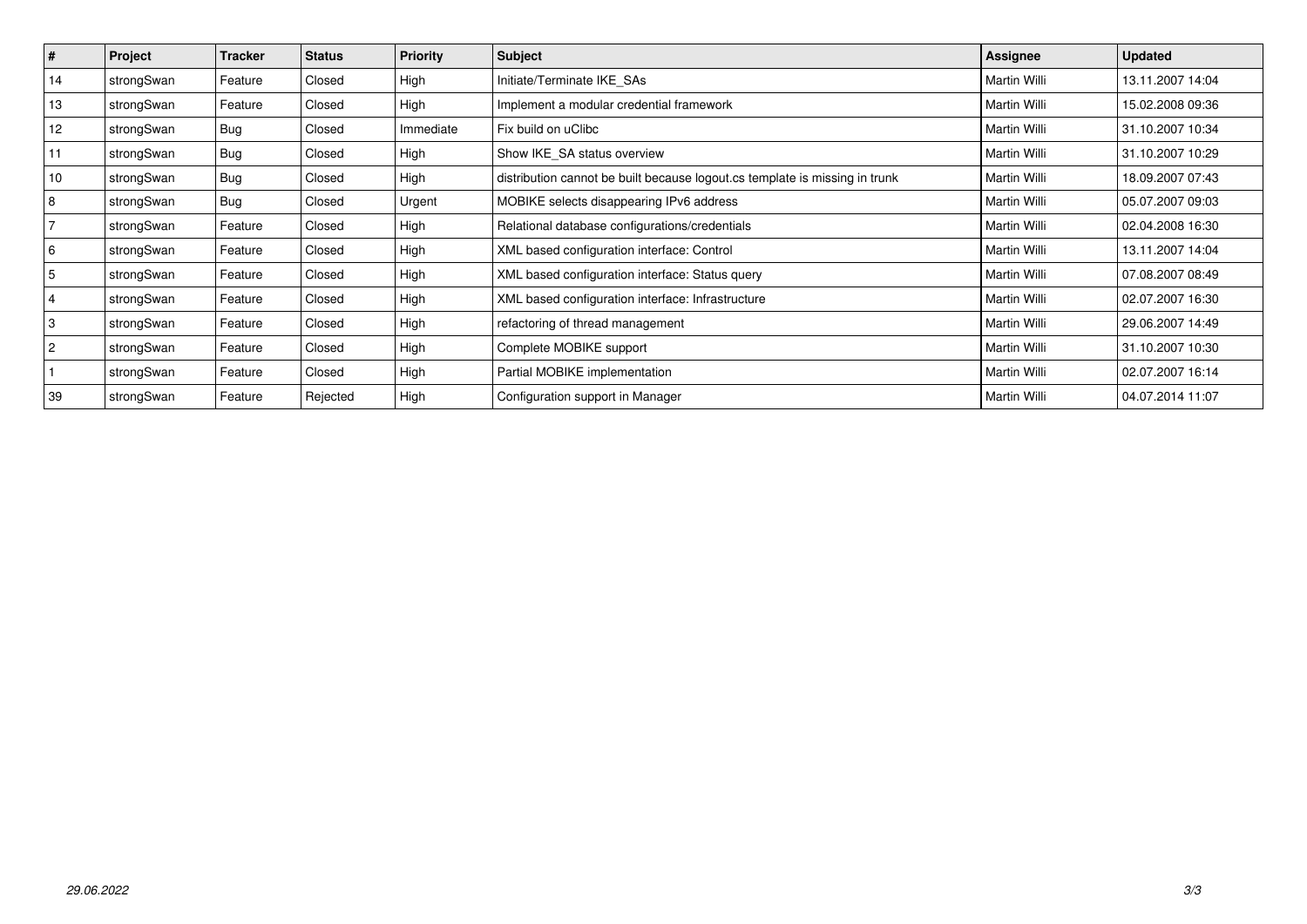| # | Project | Tracker | Status | Priority | Subject | Assignee | Updated |
|---|---|---|---|---|---|---|---|
| 14 | strongSwan | Feature | Closed | High | Initiate/Terminate IKE_SAs | Martin Willi | 13.11.2007 14:04 |
| 13 | strongSwan | Feature | Closed | High | Implement a modular credential framework | Martin Willi | 15.02.2008 09:36 |
| 12 | strongSwan | Bug | Closed | Immediate | Fix build on uClibc | Martin Willi | 31.10.2007 10:34 |
| 11 | strongSwan | Bug | Closed | High | Show IKE_SA status overview | Martin Willi | 31.10.2007 10:29 |
| 10 | strongSwan | Bug | Closed | High | distribution cannot be built because logout.cs template is missing in trunk | Martin Willi | 18.09.2007 07:43 |
| 8 | strongSwan | Bug | Closed | Urgent | MOBIKE selects disappearing IPv6 address | Martin Willi | 05.07.2007 09:03 |
| 7 | strongSwan | Feature | Closed | High | Relational database configurations/credentials | Martin Willi | 02.04.2008 16:30 |
| 6 | strongSwan | Feature | Closed | High | XML based configuration interface: Control | Martin Willi | 13.11.2007 14:04 |
| 5 | strongSwan | Feature | Closed | High | XML based configuration interface: Status query | Martin Willi | 07.08.2007 08:49 |
| 4 | strongSwan | Feature | Closed | High | XML based configuration interface: Infrastructure | Martin Willi | 02.07.2007 16:30 |
| 3 | strongSwan | Feature | Closed | High | refactoring of thread management | Martin Willi | 29.06.2007 14:49 |
| 2 | strongSwan | Feature | Closed | High | Complete MOBIKE support | Martin Willi | 31.10.2007 10:30 |
| 1 | strongSwan | Feature | Closed | High | Partial MOBIKE implementation | Martin Willi | 02.07.2007 16:14 |
| 39 | strongSwan | Feature | Rejected | High | Configuration support in Manager | Martin Willi | 04.07.2014 11:07 |